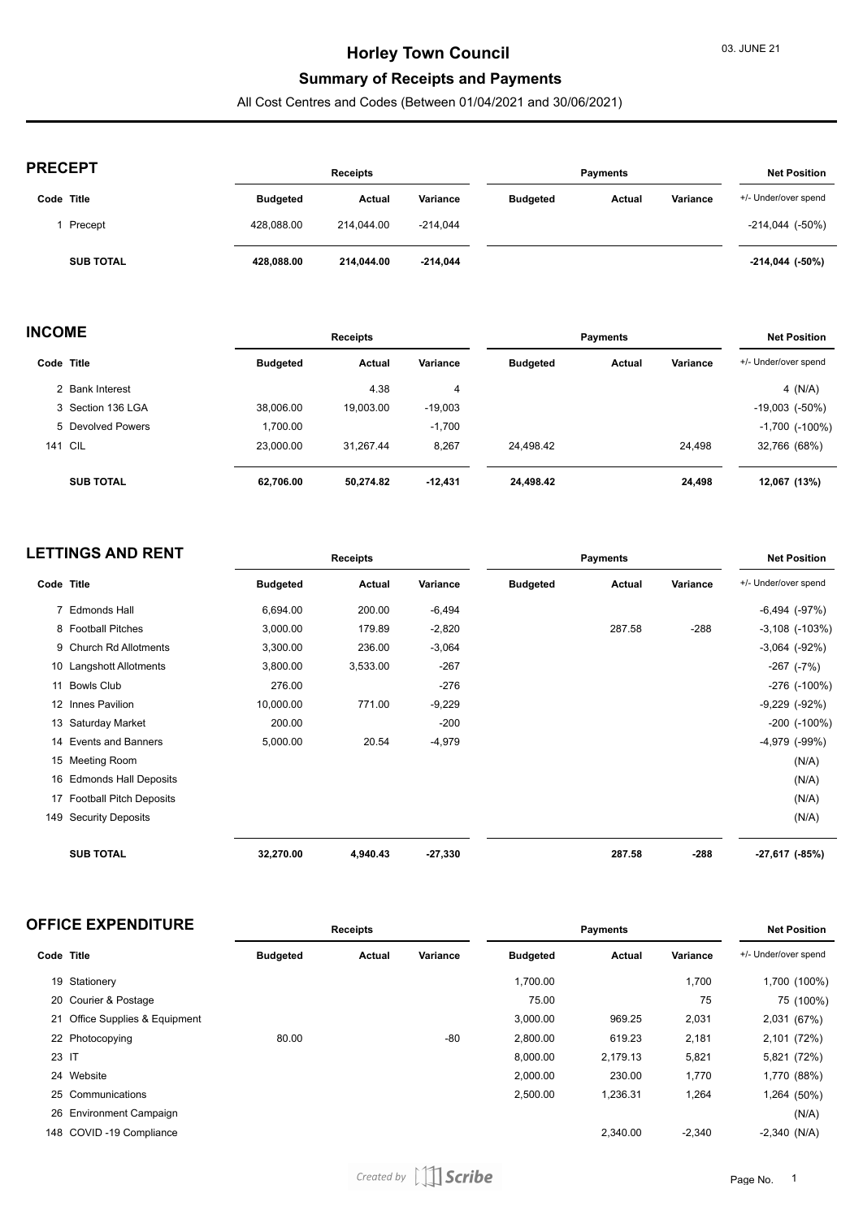# Horley Town Council

## Summary of Receipts and Payments

All Cost Centres and Codes (Between 01/04/2021 and 30/06/2021)

03. JUNE 21

### PRECEPT

| Code | Title | Receipts | | | Payments | | | Net Position |
|---|---|---|---|---|---|---|---|---|
| | | Budgeted | Actual | Variance | Budgeted | Actual | Variance | +/- Under/over spend |
| 1 | Precept | 428,088.00 | 214,044.00 | -214,044 | | | | -214,044 (-50%) |
| | **SUB TOTAL** | **428,088.00** | **214,044.00** | **-214,044** | | | | **-214,044 (-50%)** |

### INCOME

| Code | Title | Receipts | | | Payments | | | Net Position |
|---|---|---|---|---|---|---|---|---|
| | | Budgeted | Actual | Variance | Budgeted | Actual | Variance | +/- Under/over spend |
| 2 | Bank Interest | | 4.38 | 4 | | | | 4 (N/A) |
| 3 | Section 136 LGA | 38,006.00 | 19,003.00 | -19,003 | | | | -19,003 (-50%) |
| 5 | Devolved Powers | 1,700.00 | | -1,700 | | | | -1,700 (-100%) |
| 141 | CIL | 23,000.00 | 31,267.44 | 8,267 | 24,498.42 | | 24,498 | 32,766 (68%) |
| | **SUB TOTAL** | **62,706.00** | **50,274.82** | **-12,431** | **24,498.42** | | **24,498** | **12,067 (13%)** |

### LETTINGS AND RENT

| Code | Title | Receipts | | | Payments | | | Net Position |
|---|---|---|---|---|---|---|---|---|
| | | Budgeted | Actual | Variance | Budgeted | Actual | Variance | +/- Under/over spend |
| 7 | Edmonds Hall | 6,694.00 | 200.00 | -6,494 | | | | -6,494 (-97%) |
| 8 | Football Pitches | 3,000.00 | 179.89 | -2,820 | | 287.58 | -288 | -3,108 (-103%) |
| 9 | Church Rd Allotments | 3,300.00 | 236.00 | -3,064 | | | | -3,064 (-92%) |
| 10 | Langshott Allotments | 3,800.00 | 3,533.00 | -267 | | | | -267 (-7%) |
| 11 | Bowls Club | 276.00 | | -276 | | | | -276 (-100%) |
| 12 | Innes Pavilion | 10,000.00 | 771.00 | -9,229 | | | | -9,229 (-92%) |
| 13 | Saturday Market | 200.00 | | -200 | | | | -200 (-100%) |
| 14 | Events and Banners | 5,000.00 | 20.54 | -4,979 | | | | -4,979 (-99%) |
| 15 | Meeting Room | | | | | | | (N/A) |
| 16 | Edmonds Hall Deposits | | | | | | | (N/A) |
| 17 | Football Pitch Deposits | | | | | | | (N/A) |
| 149 | Security Deposits | | | | | | | (N/A) |
| | **SUB TOTAL** | **32,270.00** | **4,940.43** | **-27,330** | | **287.58** | **-288** | **-27,617 (-85%)** |

### OFFICE EXPENDITURE

| Code | Title | Receipts | | | Payments | | | Net Position |
|---|---|---|---|---|---|---|---|---|
| | | Budgeted | Actual | Variance | Budgeted | Actual | Variance | +/- Under/over spend |
| 19 | Stationery | | | | 1,700.00 | | 1,700 | 1,700 (100%) |
| 20 | Courier & Postage | | | | 75.00 | | 75 | 75 (100%) |
| 21 | Office Supplies & Equipment | | | | 3,000.00 | 969.25 | 2,031 | 2,031 (67%) |
| 22 | Photocopying | 80.00 | | -80 | 2,800.00 | 619.23 | 2,181 | 2,101 (72%) |
| 23 | IT | | | | 8,000.00 | 2,179.13 | 5,821 | 5,821 (72%) |
| 24 | Website | | | | 2,000.00 | 230.00 | 1,770 | 1,770 (88%) |
| 25 | Communications | | | | 2,500.00 | 1,236.31 | 1,264 | 1,264 (50%) |
| 26 | Environment Campaign | | | | | | | (N/A) |
| 148 | COVID -19 Compliance | | | | | 2,340.00 | -2,340 | -2,340 (N/A) |

Created by Scribe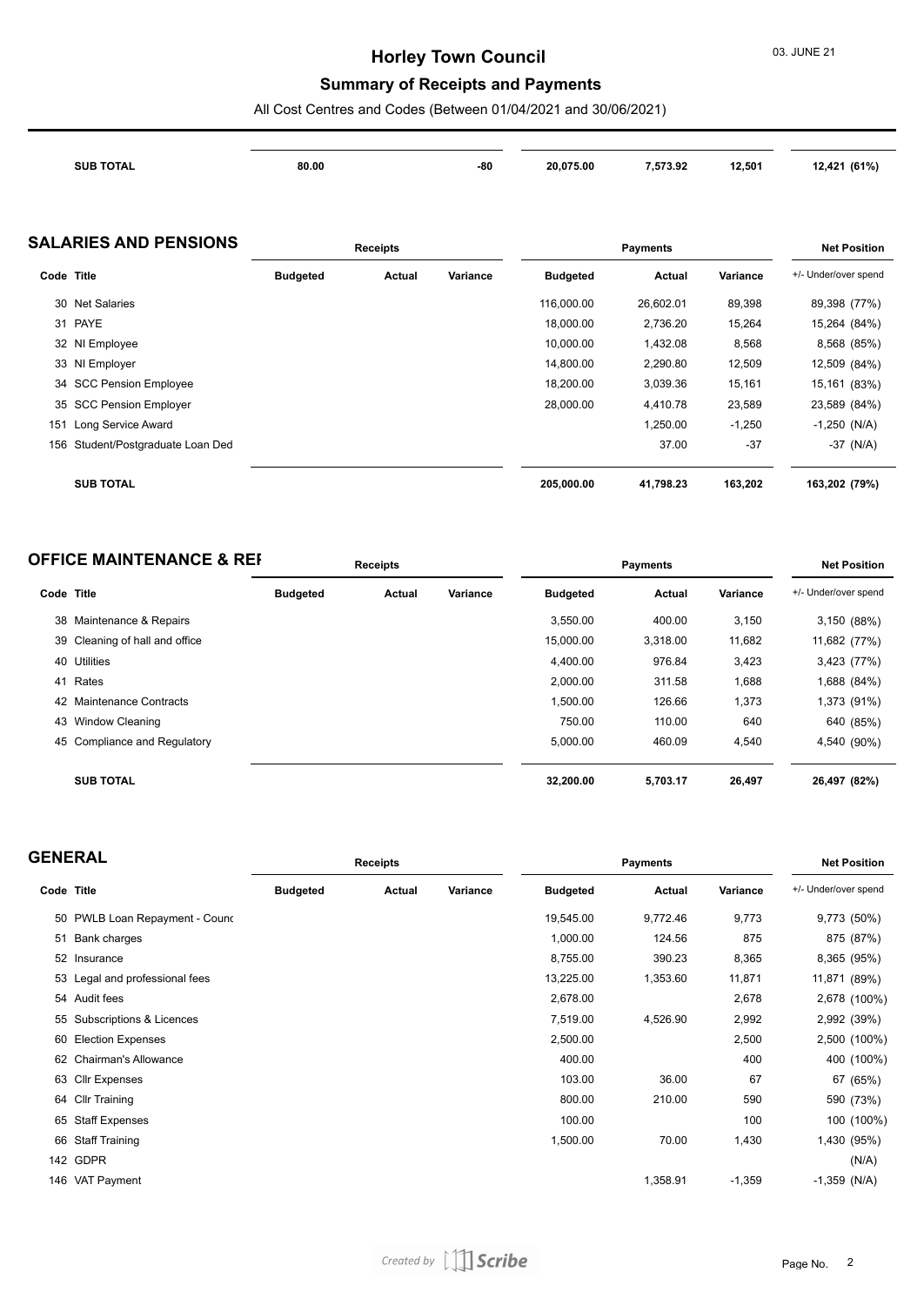# Horley Town Council

## Summary of Receipts and Payments

All Cost Centres and Codes (Between 01/04/2021 and 30/06/2021)

| | Receipts Budgeted | Receipts Actual | Receipts Variance | Payments Budgeted | Payments Actual | Payments Variance | Net Position +/- Under/over spend |
|---|---|---|---|---|---|---|---|
| **SUB TOTAL** | **80.00** | | **-80** | **20,075.00** | **7,573.92** | **12,501** | **12,421 (61%)** |

## SALARIES AND PENSIONS

| Code | Title | Receipts | | | Payments | | | Net Position |
|---|---|---|---|---|---|---|---|---|
| | | Budgeted | Actual | Variance | Budgeted | Actual | Variance | +/- Under/over spend |
| 30 | Net Salaries | | | | 116,000.00 | 26,602.01 | 89,398 | 89,398 (77%) |
| 31 | PAYE | | | | 18,000.00 | 2,736.20 | 15,264 | 15,264 (84%) |
| 32 | NI Employee | | | | 10,000.00 | 1,432.08 | 8,568 | 8,568 (85%) |
| 33 | NI Employer | | | | 14,800.00 | 2,290.80 | 12,509 | 12,509 (84%) |
| 34 | SCC Pension Employee | | | | 18,200.00 | 3,039.36 | 15,161 | 15,161 (83%) |
| 35 | SCC Pension Employer | | | | 28,000.00 | 4,410.78 | 23,589 | 23,589 (84%) |
| 151 | Long Service Award | | | | | 1,250.00 | -1,250 | -1,250 (N/A) |
| 156 | Student/Postgraduate Loan Ded | | | | | 37.00 | -37 | -37 (N/A) |
| | **SUB TOTAL** | | | | **205,000.00** | **41,798.23** | **163,202** | **163,202 (79%)** |

## OFFICE MAINTENANCE & REI

| Code | Title | Receipts | | | Payments | | | Net Position |
|---|---|---|---|---|---|---|---|---|
| | | Budgeted | Actual | Variance | Budgeted | Actual | Variance | +/- Under/over spend |
| 38 | Maintenance & Repairs | | | | 3,550.00 | 400.00 | 3,150 | 3,150 (88%) |
| 39 | Cleaning of hall and office | | | | 15,000.00 | 3,318.00 | 11,682 | 11,682 (77%) |
| 40 | Utilities | | | | 4,400.00 | 976.84 | 3,423 | 3,423 (77%) |
| 41 | Rates | | | | 2,000.00 | 311.58 | 1,688 | 1,688 (84%) |
| 42 | Maintenance Contracts | | | | 1,500.00 | 126.66 | 1,373 | 1,373 (91%) |
| 43 | Window Cleaning | | | | 750.00 | 110.00 | 640 | 640 (85%) |
| 45 | Compliance and Regulatory | | | | 5,000.00 | 460.09 | 4,540 | 4,540 (90%) |
| | **SUB TOTAL** | | | | **32,200.00** | **5,703.17** | **26,497** | **26,497 (82%)** |

## GENERAL

| Code | Title | Receipts | | | Payments | | | Net Position |
|---|---|---|---|---|---|---|---|---|
| | | Budgeted | Actual | Variance | Budgeted | Actual | Variance | +/- Under/over spend |
| 50 | PWLB Loan Repayment - Counc | | | | 19,545.00 | 9,772.46 | 9,773 | 9,773 (50%) |
| 51 | Bank charges | | | | 1,000.00 | 124.56 | 875 | 875 (87%) |
| 52 | Insurance | | | | 8,755.00 | 390.23 | 8,365 | 8,365 (95%) |
| 53 | Legal and professional fees | | | | 13,225.00 | 1,353.60 | 11,871 | 11,871 (89%) |
| 54 | Audit fees | | | | 2,678.00 | | 2,678 | 2,678 (100%) |
| 55 | Subscriptions & Licences | | | | 7,519.00 | 4,526.90 | 2,992 | 2,992 (39%) |
| 60 | Election Expenses | | | | 2,500.00 | | 2,500 | 2,500 (100%) |
| 62 | Chairman's Allowance | | | | 400.00 | | 400 | 400 (100%) |
| 63 | Cllr Expenses | | | | 103.00 | 36.00 | 67 | 67 (65%) |
| 64 | Cllr Training | | | | 800.00 | 210.00 | 590 | 590 (73%) |
| 65 | Staff Expenses | | | | 100.00 | | 100 | 100 (100%) |
| 66 | Staff Training | | | | 1,500.00 | 70.00 | 1,430 | 1,430 (95%) |
| 142 | GDPR | | | | | | | (N/A) |
| 146 | VAT Payment | | | | | 1,358.91 | -1,359 | -1,359 (N/A) |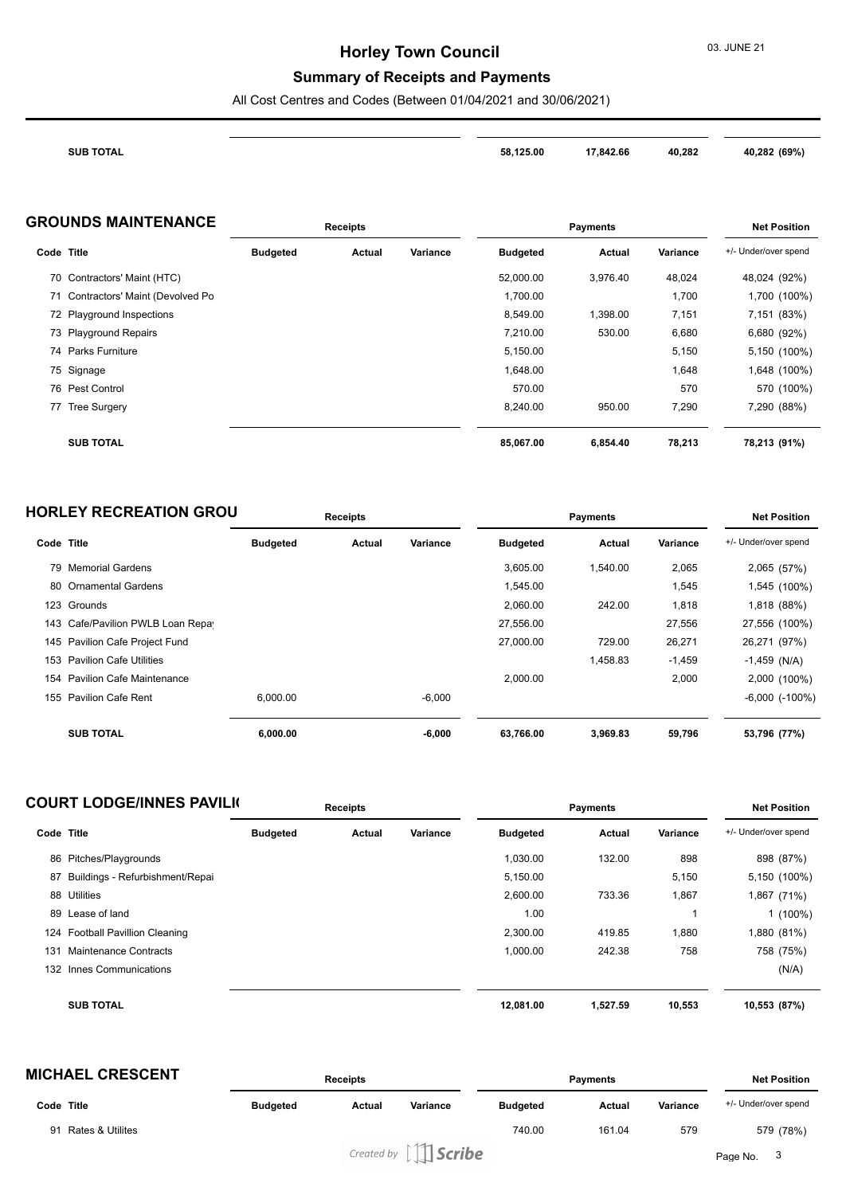| | | | | | | | | |
|---|---|---|---|---|---|---|---|---|
| **SUB TOTAL** | | | | **58,125.00** | **17,842.66** | **40,282** | **40,282 (69%)** |

## GROUNDS MAINTENANCE

| | | Receipts | | | Payments | | | Net Position |
|---|---|---|---|---|---|---|---|---|
| **Code Title** | **Budgeted** | **Actual** | **Variance** | **Budgeted** | **Actual** | **Variance** | +/- Under/over spend |
| 70 Contractors' Maint (HTC) | | | | 52,000.00 | 3,976.40 | 48,024 | 48,024 (92%) |
| 71 Contractors' Maint (Devolved Po | | | | 1,700.00 | | 1,700 | 1,700 (100%) |
| 72 Playground Inspections | | | | 8,549.00 | 1,398.00 | 7,151 | 7,151 (83%) |
| 73 Playground Repairs | | | | 7,210.00 | 530.00 | 6,680 | 6,680 (92%) |
| 74 Parks Furniture | | | | 5,150.00 | | 5,150 | 5,150 (100%) |
| 75 Signage | | | | 1,648.00 | | 1,648 | 1,648 (100%) |
| 76 Pest Control | | | | 570.00 | | 570 | 570 (100%) |
| 77 Tree Surgery | | | | 8,240.00 | 950.00 | 7,290 | 7,290 (88%) |
| **SUB TOTAL** | | | | **85,067.00** | **6,854.40** | **78,213** | **78,213 (91%)** |

## HORLEY RECREATION GROU

| | | Receipts | | | Payments | | | Net Position |
|---|---|---|---|---|---|---|---|---|
| **Code Title** | **Budgeted** | **Actual** | **Variance** | **Budgeted** | **Actual** | **Variance** | +/- Under/over spend |
| 79 Memorial Gardens | | | | 3,605.00 | 1,540.00 | 2,065 | 2,065 (57%) |
| 80 Ornamental Gardens | | | | 1,545.00 | | 1,545 | 1,545 (100%) |
| 123 Grounds | | | | 2,060.00 | 242.00 | 1,818 | 1,818 (88%) |
| 143 Cafe/Pavilion PWLB Loan Repa | | | | 27,556.00 | | 27,556 | 27,556 (100%) |
| 145 Pavilion Cafe Project Fund | | | | 27,000.00 | 729.00 | 26,271 | 26,271 (97%) |
| 153 Pavilion Cafe Utilities | | | | | 1,458.83 | -1,459 | -1,459 (N/A) |
| 154 Pavilion Cafe Maintenance | | | | 2,000.00 | | 2,000 | 2,000 (100%) |
| 155 Pavilion Cafe Rent | 6,000.00 | | -6,000 | | | | -6,000 (-100%) |
| **SUB TOTAL** | **6,000.00** | | **-6,000** | **63,766.00** | **3,969.83** | **59,796** | **53,796 (77%)** |

## COURT LODGE/INNES PAVILI

| | | Receipts | | | Payments | | | Net Position |
|---|---|---|---|---|---|---|---|---|
| **Code Title** | **Budgeted** | **Actual** | **Variance** | **Budgeted** | **Actual** | **Variance** | +/- Under/over spend |
| 86 Pitches/Playgrounds | | | | 1,030.00 | 132.00 | 898 | 898 (87%) |
| 87 Buildings - Refurbishment/Repai | | | | 5,150.00 | | 5,150 | 5,150 (100%) |
| 88 Utilities | | | | 2,600.00 | 733.36 | 1,867 | 1,867 (71%) |
| 89 Lease of land | | | | 1.00 | | 1 | 1 (100%) |
| 124 Football Pavillion Cleaning | | | | 2,300.00 | 419.85 | 1,880 | 1,880 (81%) |
| 131 Maintenance Contracts | | | | 1,000.00 | 242.38 | 758 | 758 (75%) |
| 132 Innes Communications | | | | | | | (N/A) |
| **SUB TOTAL** | | | | **12,081.00** | **1,527.59** | **10,553** | **10,553 (87%)** |

## MICHAEL CRESCENT

| | | Receipts | | | Payments | | | Net Position |
|---|---|---|---|---|---|---|---|---|
| **Code Title** | **Budgeted** | **Actual** | **Variance** | **Budgeted** | **Actual** | **Variance** | +/- Under/over spend |
| 91 Rates & Utilites | | | | 740.00 | 161.04 | 579 | 579 (78%) |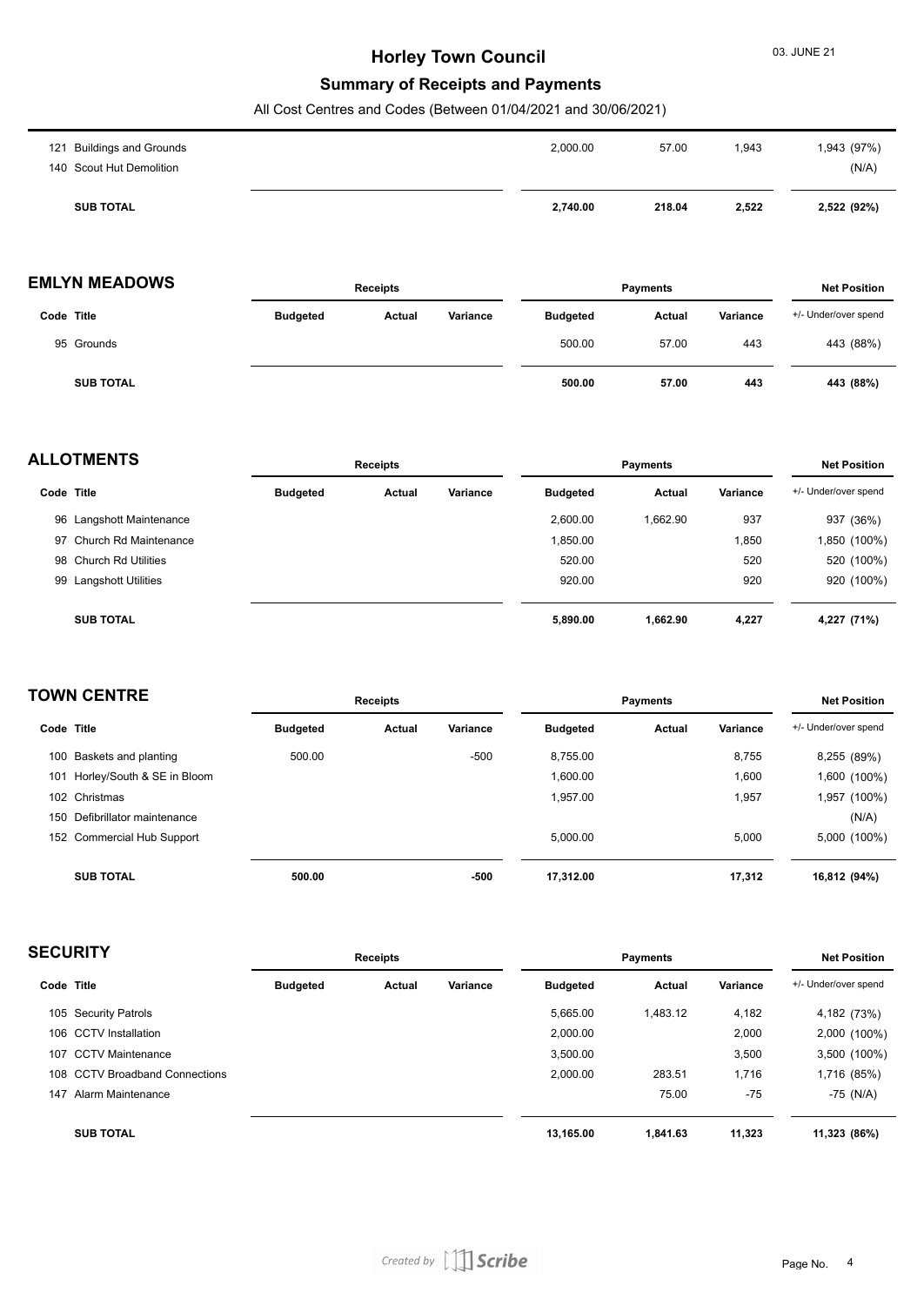# Horley Town Council

## Summary of Receipts and Payments

All Cost Centres and Codes (Between 01/04/2021 and 30/06/2021)

| Code | Title | Receipts Budgeted | Receipts Actual | Receipts Variance | Payments Budgeted | Payments Actual | Payments Variance | +/- Under/over spend |
|---|---|---|---|---|---|---|---|---|
| 121 | Buildings and Grounds | | | | 2,000.00 | 57.00 | 1,943 | 1,943 (97%) |
| 140 | Scout Hut Demolition | | | | | | | (N/A) |
| | **SUB TOTAL** | | | | **2,740.00** | **218.04** | **2,522** | **2,522 (92%)** |

## EMLYN MEADOWS

| | | Receipts | | | Payments | | | Net Position |
|---|---|---|---|---|---|---|---|---|
| Code | Title | Budgeted | Actual | Variance | Budgeted | Actual | Variance | +/- Under/over spend |
| 95 | Grounds | | | | 500.00 | 57.00 | 443 | 443 (88%) |
| | **SUB TOTAL** | | | | **500.00** | **57.00** | **443** | **443 (88%)** |

## ALLOTMENTS

| | | Receipts | | | Payments | | | Net Position |
|---|---|---|---|---|---|---|---|---|
| Code | Title | Budgeted | Actual | Variance | Budgeted | Actual | Variance | +/- Under/over spend |
| 96 | Langshott Maintenance | | | | 2,600.00 | 1,662.90 | 937 | 937 (36%) |
| 97 | Church Rd Maintenance | | | | 1,850.00 | | 1,850 | 1,850 (100%) |
| 98 | Church Rd Utilities | | | | 520.00 | | 520 | 520 (100%) |
| 99 | Langshott Utilities | | | | 920.00 | | 920 | 920 (100%) |
| | **SUB TOTAL** | | | | **5,890.00** | **1,662.90** | **4,227** | **4,227 (71%)** |

## TOWN CENTRE

| | | Receipts | | | Payments | | | Net Position |
|---|---|---|---|---|---|---|---|---|
| Code | Title | Budgeted | Actual | Variance | Budgeted | Actual | Variance | +/- Under/over spend |
| 100 | Baskets and planting | 500.00 | | -500 | 8,755.00 | | 8,755 | 8,255 (89%) |
| 101 | Horley/South & SE in Bloom | | | | 1,600.00 | | 1,600 | 1,600 (100%) |
| 102 | Christmas | | | | 1,957.00 | | 1,957 | 1,957 (100%) |
| 150 | Defibrillator maintenance | | | | | | | (N/A) |
| 152 | Commercial Hub Support | | | | 5,000.00 | | 5,000 | 5,000 (100%) |
| | **SUB TOTAL** | **500.00** | | **-500** | **17,312.00** | | **17,312** | **16,812 (94%)** |

## SECURITY

| | | Receipts | | | Payments | | | Net Position |
|---|---|---|---|---|---|---|---|---|
| Code | Title | Budgeted | Actual | Variance | Budgeted | Actual | Variance | +/- Under/over spend |
| 105 | Security Patrols | | | | 5,665.00 | 1,483.12 | 4,182 | 4,182 (73%) |
| 106 | CCTV Installation | | | | 2,000.00 | | 2,000 | 2,000 (100%) |
| 107 | CCTV Maintenance | | | | 3,500.00 | | 3,500 | 3,500 (100%) |
| 108 | CCTV Broadband Connections | | | | 2,000.00 | 283.51 | 1,716 | 1,716 (85%) |
| 147 | Alarm Maintenance | | | | | 75.00 | -75 | -75 (N/A) |
| | **SUB TOTAL** | | | | **13,165.00** | **1,841.63** | **11,323** | **11,323 (86%)** |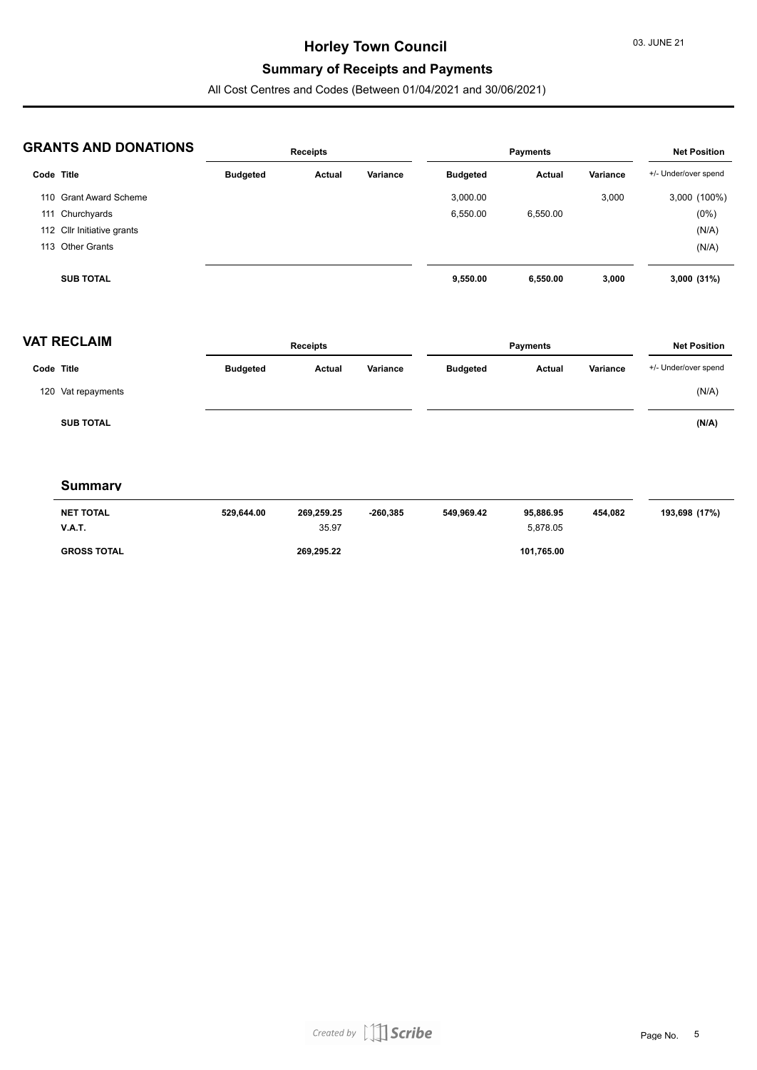# Horley Town Council

## Summary of Receipts and Payments

All Cost Centres and Codes (Between 01/04/2021 and 30/06/2021)

## GRANTS AND DONATIONS

| | | Receipts | | | Payments | | | Net Position |
|---|---|---|---|---|---|---|---|---|
| Code | Title | Budgeted | Actual | Variance | Budgeted | Actual | Variance | +/- Under/over spend |
| 110 | Grant Award Scheme | | | | 3,000.00 | | 3,000 | 3,000 (100%) |
| 111 | Churchyards | | | | 6,550.00 | 6,550.00 | | (0%) |
| 112 | Cllr Initiative grants | | | | | | | (N/A) |
| 113 | Other Grants | | | | | | | (N/A) |
| | **SUB TOTAL** | | | | **9,550.00** | **6,550.00** | **3,000** | **3,000 (31%)** |

## VAT RECLAIM

| | | Receipts | | | Payments | | | Net Position |
|---|---|---|---|---|---|---|---|---|
| Code | Title | Budgeted | Actual | Variance | Budgeted | Actual | Variance | +/- Under/over spend |
| 120 | Vat repayments | | | | | | | (N/A) |
| | **SUB TOTAL** | | | | | | | **(N/A)** |

### Summary

| | Budgeted | Actual | Variance | Budgeted | Actual | Variance | +/- Under/over spend |
|---|---|---|---|---|---|---|---|
| **NET TOTAL** | **529,644.00** | **269,259.25** | **-260,385** | **549,969.42** | **95,886.95** | **454,082** | **193,698 (17%)** |
| **V.A.T.** | | 35.97 | | | 5,878.05 | | |
| **GROSS TOTAL** | | **269,295.22** | | | **101,765.00** | | |